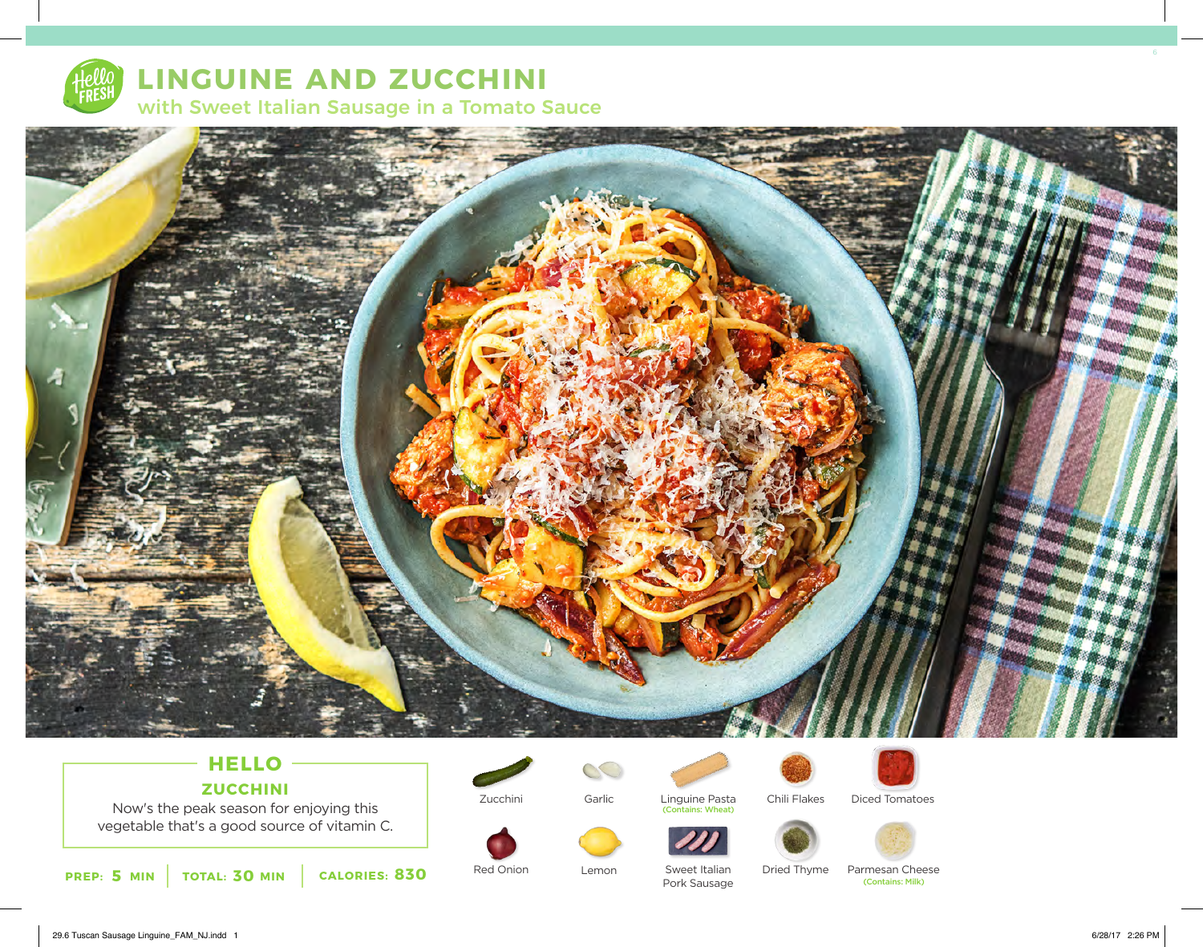# LINGUINE AND ZUCCHINI

## with Sweet Italian Sausage in a Tomato Sauce

### HELLO ZUCCHINI

Now's the peak season for enjoying this vegetable that's a good source of vitamin C.

**PREP:** 5 MIN | **TOTAL:** 30 MIN | **CALORIES:** 830

- Zucchini
- Garlic
- Linguine Pasta (Contains: Wheat)
- Chili Flakes
- Diced Tomatoes
- Red Onion
- Lemon
- Sweet Italian Pork Sausage
- Dried Thyme
- Parmesan Cheese (Contains: Milk)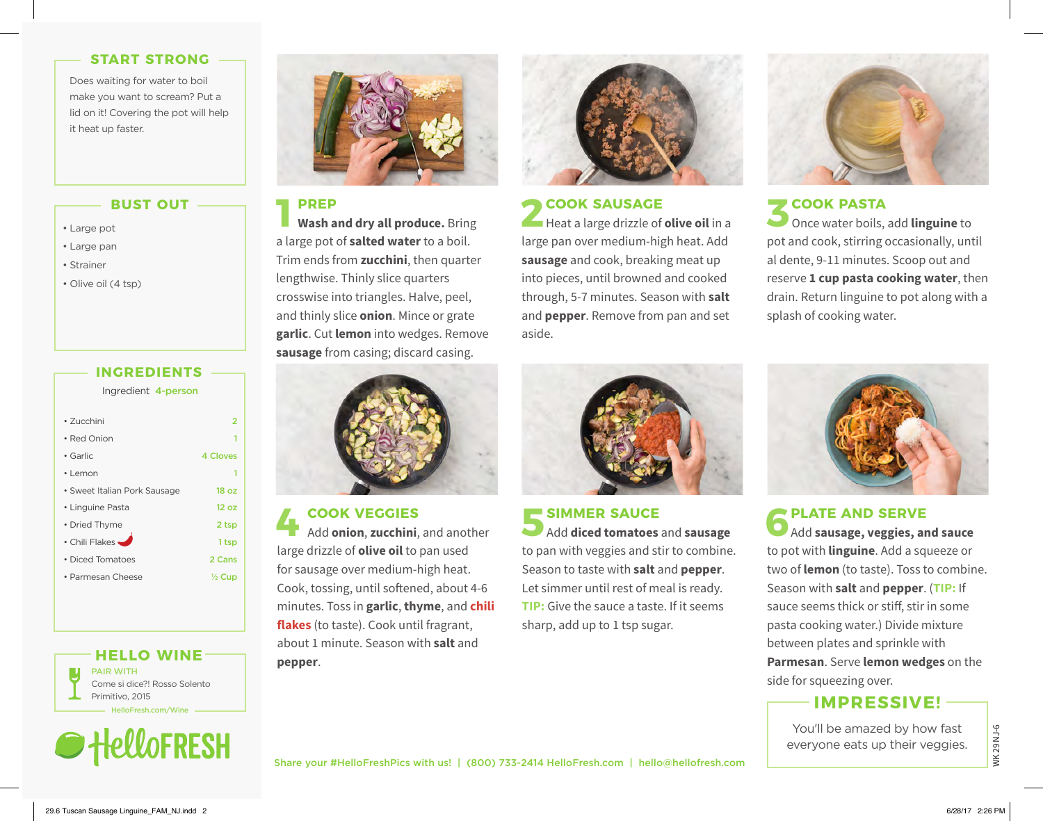## START STRONG

Does waiting for water to boil make you want to scream? Put a lid on it! Covering the pot will help it heat up faster.

## BUST OUT

- Large pot
- Large pan
- Strainer
- Olive oil (4 tsp)

## INGREDIENTS

| Ingredient | 4-person |
|---|---|
| Zucchini | 2 |
| Red Onion | 1 |
| Garlic | 4 Cloves |
| Lemon | 1 |
| Sweet Italian Pork Sausage | 18 oz |
| Linguine Pasta | 12 oz |
| Dried Thyme | 2 tsp |
| Chili Flakes | 1 tsp |
| Diced Tomatoes | 2 Cans |
| Parmesan Cheese | ½ Cup |

## HELLO WINE

PAIR WITH
Come si dice?! Rosso Solento Primitivo, 2015

HelloFresh.com/Wine

HelloFRESH

## 1 PREP

**Wash and dry all produce.** Bring a large pot of **salted water** to a boil. Trim ends from **zucchini**, then quarter lengthwise. Thinly slice quarters crosswise into triangles. Halve, peel, and thinly slice **onion**. Mince or grate **garlic**. Cut **lemon** into wedges. Remove **sausage** from casing; discard casing.

## 2 COOK SAUSAGE

Heat a large drizzle of **olive oil** in a large pan over medium-high heat. Add **sausage** and cook, breaking meat up into pieces, until browned and cooked through, 5-7 minutes. Season with **salt** and **pepper**. Remove from pan and set aside.

## 3 COOK PASTA

Once water boils, add **linguine** to pot and cook, stirring occasionally, until al dente, 9-11 minutes. Scoop out and reserve **1 cup pasta cooking water**, then drain. Return linguine to pot along with a splash of cooking water.

## 4 COOK VEGGIES

Add **onion**, **zucchini**, and another large drizzle of **olive oil** to pan used for sausage over medium-high heat. Cook, tossing, until softened, about 4-6 minutes. Toss in **garlic**, **thyme**, and **chili flakes** (to taste). Cook until fragrant, about 1 minute. Season with **salt** and **pepper**.

## 5 SIMMER SAUCE

Add **diced tomatoes** and **sausage** to pan with veggies and stir to combine. Season to taste with **salt** and **pepper**. Let simmer until rest of meal is ready. **TIP:** Give the sauce a taste. If it seems sharp, add up to 1 tsp sugar.

## 6 PLATE AND SERVE

Add **sausage, veggies, and sauce** to pot with **linguine**. Add a squeeze or two of **lemon** (to taste). Toss to combine. Season with **salt** and **pepper**. (**TIP:** If sauce seems thick or stiff, stir in some pasta cooking water.) Divide mixture between plates and sprinkle with **Parmesan**. Serve **lemon wedges** on the side for squeezing over.

## IMPRESSIVE!

You'll be amazed by how fast everyone eats up their veggies.

Share your #HelloFreshPics with us! | (800) 733-2414 HelloFresh.com | hello@hellofresh.com

WK29NJ-6